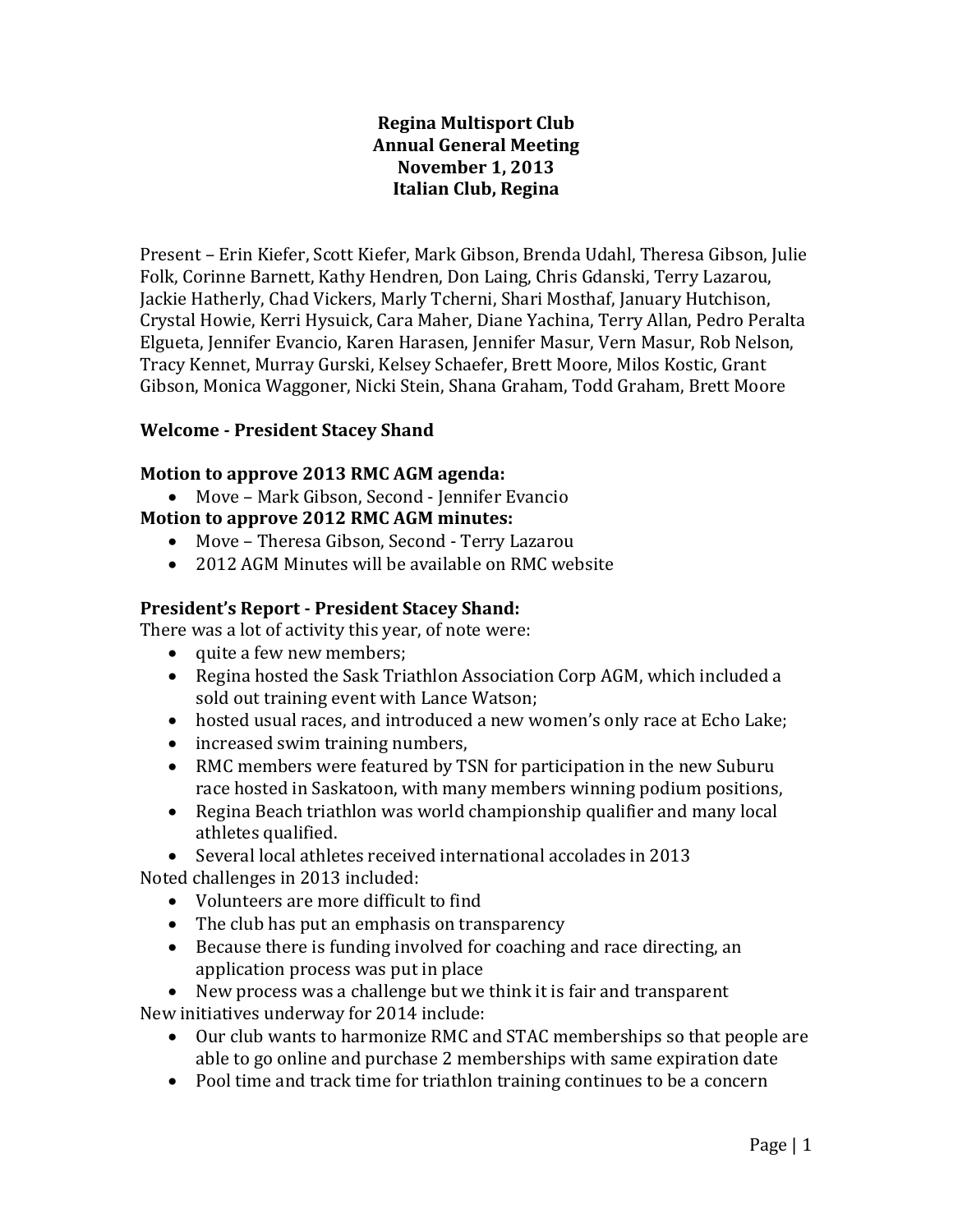**Regina Multisport Club**
**Annual General Meeting**
**November 1, 2013**
**Italian Club, Regina**

Present – Erin Kiefer, Scott Kiefer, Mark Gibson, Brenda Udahl, Theresa Gibson, Julie Folk, Corinne Barnett, Kathy Hendren, Don Laing, Chris Gdanski, Terry Lazarou, Jackie Hatherly, Chad Vickers, Marly Tcherni, Shari Mosthaf, January Hutchison, Crystal Howie, Kerri Hysuick, Cara Maher, Diane Yachina, Terry Allan, Pedro Peralta Elgueta, Jennifer Evancio, Karen Harasen, Jennifer Masur, Vern Masur, Rob Nelson, Tracy Kennet, Murray Gurski, Kelsey Schaefer, Brett Moore, Milos Kostic, Grant Gibson, Monica Waggoner, Nicki Stein, Shana Graham, Todd Graham, Brett Moore

**Welcome - President Stacey Shand**

**Motion to approve 2013 RMC AGM agenda:**

- Move – Mark Gibson, Second - Jennifer Evancio

**Motion to approve 2012 RMC AGM minutes:**

- Move – Theresa Gibson, Second - Terry Lazarou
- 2012 AGM Minutes will be available on RMC website

**President's Report - President Stacey Shand:**

There was a lot of activity this year, of note were:

- quite a few new members;
- Regina hosted the Sask Triathlon Association Corp AGM, which included a sold out training event with Lance Watson;
- hosted usual races, and introduced a new women's only race at Echo Lake;
- increased swim training numbers,
- RMC members were featured by TSN for participation in the new Suburu race hosted in Saskatoon, with many members winning podium positions,
- Regina Beach triathlon was world championship qualifier and many local athletes qualified.
- Several local athletes received international accolades in 2013

Noted challenges in 2013 included:

- Volunteers are more difficult to find
- The club has put an emphasis on transparency
- Because there is funding involved for coaching and race directing, an application process was put in place
- New process was a challenge but we think it is fair and transparent

New initiatives underway for 2014 include:

- Our club wants to harmonize RMC and STAC memberships so that people are able to go online and purchase 2 memberships with same expiration date
- Pool time and track time for triathlon training continues to be a concern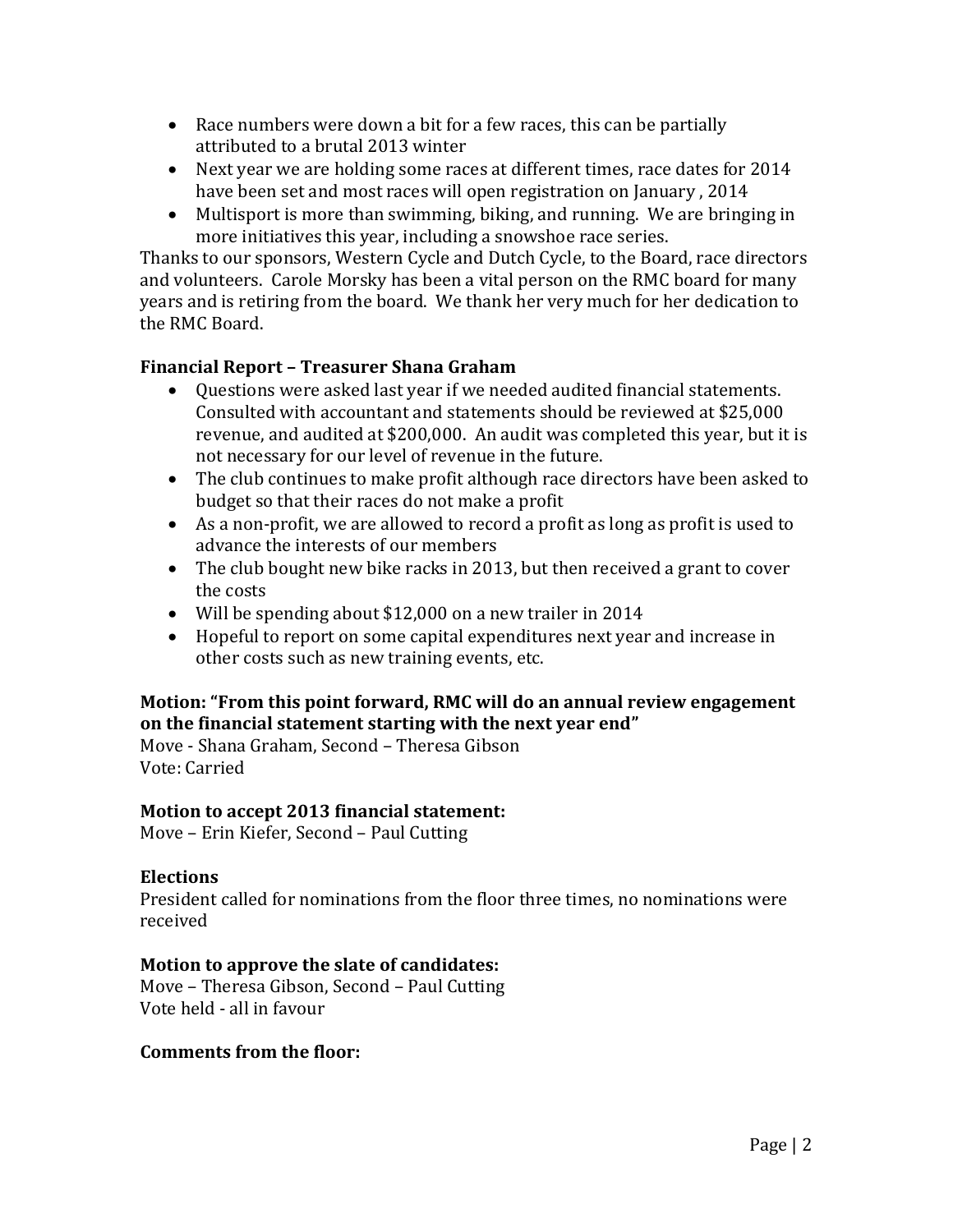- Race numbers were down a bit for a few races, this can be partially attributed to a brutal 2013 winter
- Next year we are holding some races at different times, race dates for 2014 have been set and most races will open registration on January , 2014
- Multisport is more than swimming, biking, and running. We are bringing in more initiatives this year, including a snowshoe race series.

Thanks to our sponsors, Western Cycle and Dutch Cycle, to the Board, race directors and volunteers. Carole Morsky has been a vital person on the RMC board for many years and is retiring from the board. We thank her very much for her dedication to the RMC Board.

**Financial Report – Treasurer Shana Graham**

- Questions were asked last year if we needed audited financial statements. Consulted with accountant and statements should be reviewed at $25,000 revenue, and audited at $200,000. An audit was completed this year, but it is not necessary for our level of revenue in the future.
- The club continues to make profit although race directors have been asked to budget so that their races do not make a profit
- As a non-profit, we are allowed to record a profit as long as profit is used to advance the interests of our members
- The club bought new bike racks in 2013, but then received a grant to cover the costs
- Will be spending about $12,000 on a new trailer in 2014
- Hopeful to report on some capital expenditures next year and increase in other costs such as new training events, etc.

**Motion: "From this point forward, RMC will do an annual review engagement on the financial statement starting with the next year end"**
Move - Shana Graham, Second – Theresa Gibson
Vote: Carried

**Motion to accept 2013 financial statement:**
Move – Erin Kiefer, Second – Paul Cutting

**Elections**
President called for nominations from the floor three times, no nominations were received

**Motion to approve the slate of candidates:**
Move – Theresa Gibson, Second – Paul Cutting
Vote held - all in favour

**Comments from the floor:**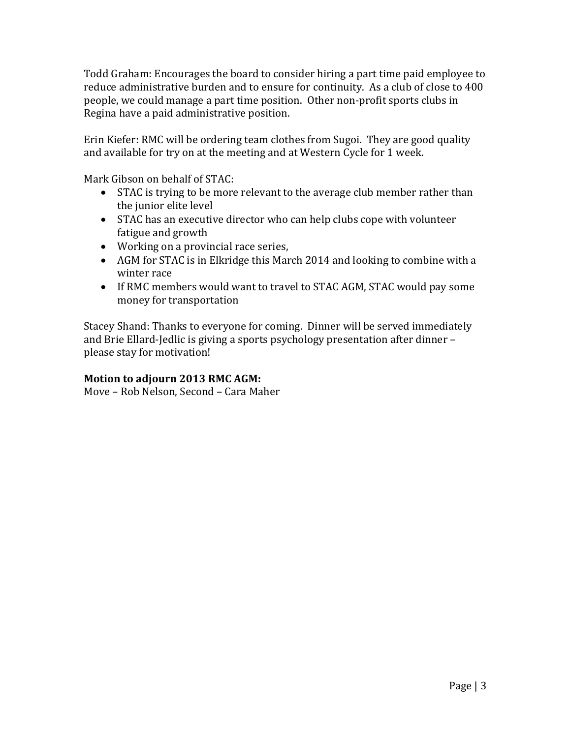Todd Graham: Encourages the board to consider hiring a part time paid employee to reduce administrative burden and to ensure for continuity. As a club of close to 400 people, we could manage a part time position. Other non-profit sports clubs in Regina have a paid administrative position.

Erin Kiefer: RMC will be ordering team clothes from Sugoi. They are good quality and available for try on at the meeting and at Western Cycle for 1 week.

Mark Gibson on behalf of STAC:

- STAC is trying to be more relevant to the average club member rather than the junior elite level
- STAC has an executive director who can help clubs cope with volunteer fatigue and growth
- Working on a provincial race series,
- AGM for STAC is in Elkridge this March 2014 and looking to combine with a winter race
- If RMC members would want to travel to STAC AGM, STAC would pay some money for transportation

Stacey Shand: Thanks to everyone for coming. Dinner will be served immediately and Brie Ellard-Jedlic is giving a sports psychology presentation after dinner – please stay for motivation!

**Motion to adjourn 2013 RMC AGM:**
Move – Rob Nelson, Second – Cara Maher